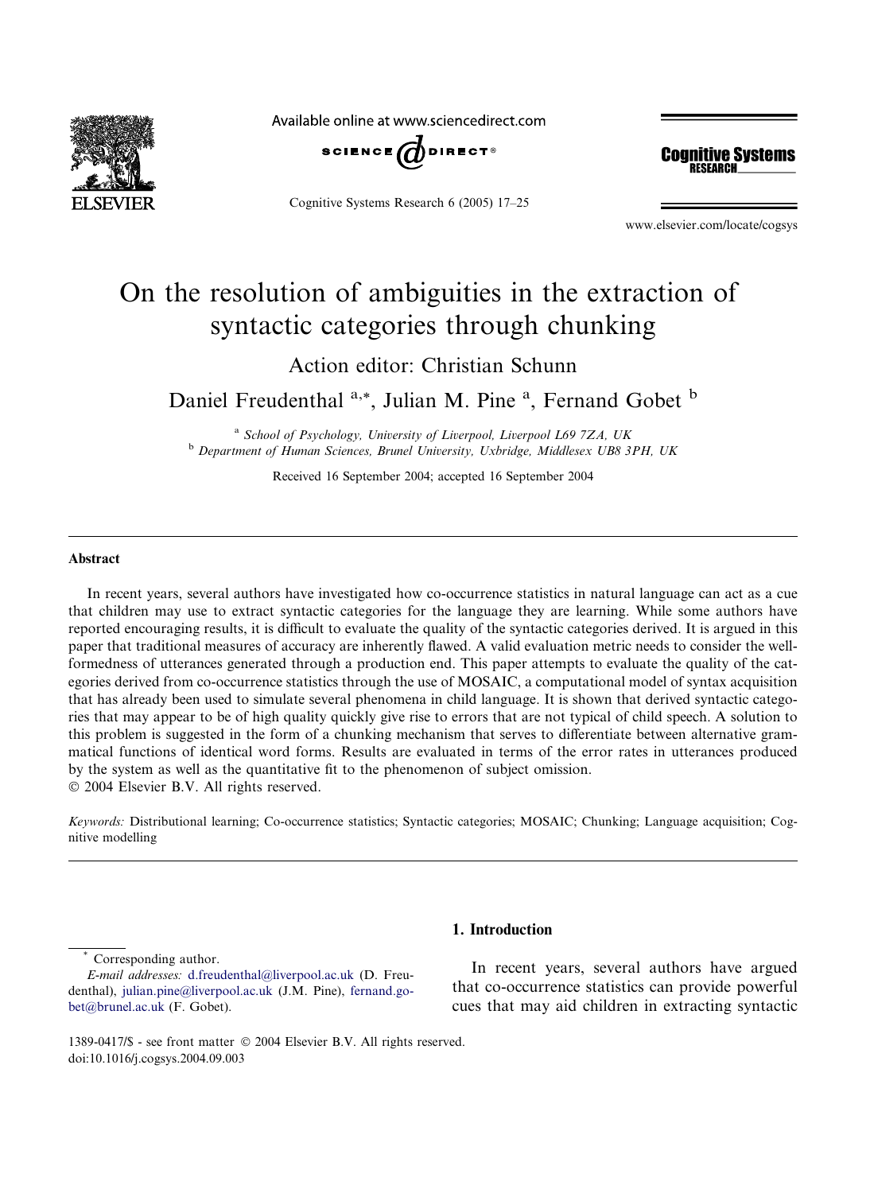# On the resolution of ambiguities in the extraction of syntactic categories through chunking

Action editor: Christian Schunn

Daniel Freudenthal [a,*], Julian M. Pine [a], Fernand Gobet [b]

[a] *School of Psychology, University of Liverpool, Liverpool L69 7ZA, UK*

[b] *Department of Human Sciences, Brunel University, Uxbridge, Middlesex UB8 3PH, UK*

Received 16 September 2004; accepted 16 September 2004

## Abstract

In recent years, several authors have investigated how co-occurrence statistics in natural language can act as a cue that children may use to extract syntactic categories for the language they are learning. While some authors have reported encouraging results, it is difficult to evaluate the quality of the syntactic categories derived. It is argued in this paper that traditional measures of accuracy are inherently flawed. A valid evaluation metric needs to consider the well-formedness of utterances generated through a production end. This paper attempts to evaluate the quality of the categories derived from co-occurrence statistics through the use of MOSAIC, a computational model of syntax acquisition that has already been used to simulate several phenomena in child language. It is shown that derived syntactic categories that may appear to be of high quality quickly give rise to errors that are not typical of child speech. A solution to this problem is suggested in the form of a chunking mechanism that serves to differentiate between alternative grammatical functions of identical word forms. Results are evaluated in terms of the error rates in utterances produced by the system as well as the quantitative fit to the phenomenon of subject omission.

© 2004 Elsevier B.V. All rights reserved.

*Keywords:* Distributional learning; Co-occurrence statistics; Syntactic categories; MOSAIC; Chunking; Language acquisition; Cognitive modelling

## 1. Introduction

In recent years, several authors have argued that co-occurrence statistics can provide powerful cues that may aid children in extracting syntactic

---

* Corresponding author.

*E-mail addresses:* d.freudenthal@liverpool.ac.uk (D. Freudenthal), julian.pine@liverpool.ac.uk (J.M. Pine), fernand.gobet@brunel.ac.uk (F. Gobet).

1389-0417/$ - see front matter © 2004 Elsevier B.V. All rights reserved.
doi:10.1016/j.cogsys.2004.09.003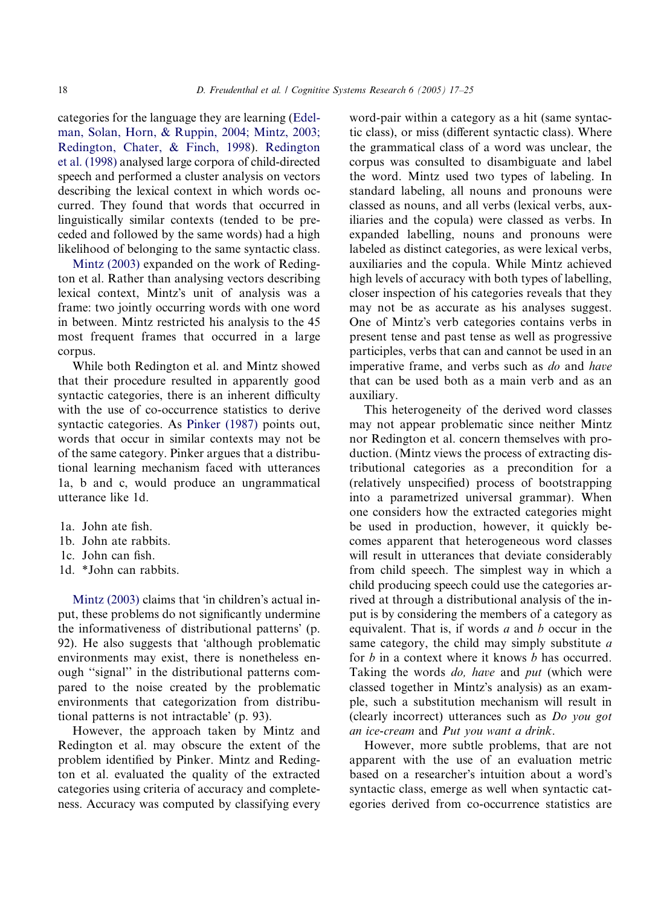categories for the language they are learning (Edelman, Solan, Horn, & Ruppin, 2004; Mintz, 2003; Redington, Chater, & Finch, 1998). Redington et al. (1998) analysed large corpora of child-directed speech and performed a cluster analysis on vectors describing the lexical context in which words occurred. They found that words that occurred in linguistically similar contexts (tended to be preceded and followed by the same words) had a high likelihood of belonging to the same syntactic class.

Mintz (2003) expanded on the work of Redington et al. Rather than analysing vectors describing lexical context, Mintz's unit of analysis was a frame: two jointly occurring words with one word in between. Mintz restricted his analysis to the 45 most frequent frames that occurred in a large corpus.

While both Redington et al. and Mintz showed that their procedure resulted in apparently good syntactic categories, there is an inherent difficulty with the use of co-occurrence statistics to derive syntactic categories. As Pinker (1987) points out, words that occur in similar contexts may not be of the same category. Pinker argues that a distributional learning mechanism faced with utterances 1a, b and c, would produce an ungrammatical utterance like 1d.

1a. John ate fish.
1b. John ate rabbits.
1c. John can fish.
1d. *John can rabbits.

Mintz (2003) claims that 'in children's actual input, these problems do not significantly undermine the informativeness of distributional patterns' (p. 92). He also suggests that 'although problematic environments may exist, there is nonetheless enough "signal" in the distributional patterns compared to the noise created by the problematic environments that categorization from distributional patterns is not intractable' (p. 93).

However, the approach taken by Mintz and Redington et al. may obscure the extent of the problem identified by Pinker. Mintz and Redington et al. evaluated the quality of the extracted categories using criteria of accuracy and completeness. Accuracy was computed by classifying every word-pair within a category as a hit (same syntactic class), or miss (different syntactic class). Where the grammatical class of a word was unclear, the corpus was consulted to disambiguate and label the word. Mintz used two types of labeling. In standard labeling, all nouns and pronouns were classed as nouns, and all verbs (lexical verbs, auxiliaries and the copula) were classed as verbs. In expanded labelling, nouns and pronouns were labeled as distinct categories, as were lexical verbs, auxiliaries and the copula. While Mintz achieved high levels of accuracy with both types of labelling, closer inspection of his categories reveals that they may not be as accurate as his analyses suggest. One of Mintz's verb categories contains verbs in present tense and past tense as well as progressive participles, verbs that can and cannot be used in an imperative frame, and verbs such as *do* and *have* that can be used both as a main verb and as an auxiliary.

This heterogeneity of the derived word classes may not appear problematic since neither Mintz nor Redington et al. concern themselves with production. (Mintz views the process of extracting distributional categories as a precondition for a (relatively unspecified) process of bootstrapping into a parametrized universal grammar). When one considers how the extracted categories might be used in production, however, it quickly becomes apparent that heterogeneous word classes will result in utterances that deviate considerably from child speech. The simplest way in which a child producing speech could use the categories arrived at through a distributional analysis of the input is by considering the members of a category as equivalent. That is, if words *a* and *b* occur in the same category, the child may simply substitute *a* for *b* in a context where it knows *b* has occurred. Taking the words *do, have* and *put* (which were classed together in Mintz's analysis) as an example, such a substitution mechanism will result in (clearly incorrect) utterances such as *Do you got an ice-cream* and *Put you want a drink*.

However, more subtle problems, that are not apparent with the use of an evaluation metric based on a researcher's intuition about a word's syntactic class, emerge as well when syntactic categories derived from co-occurrence statistics are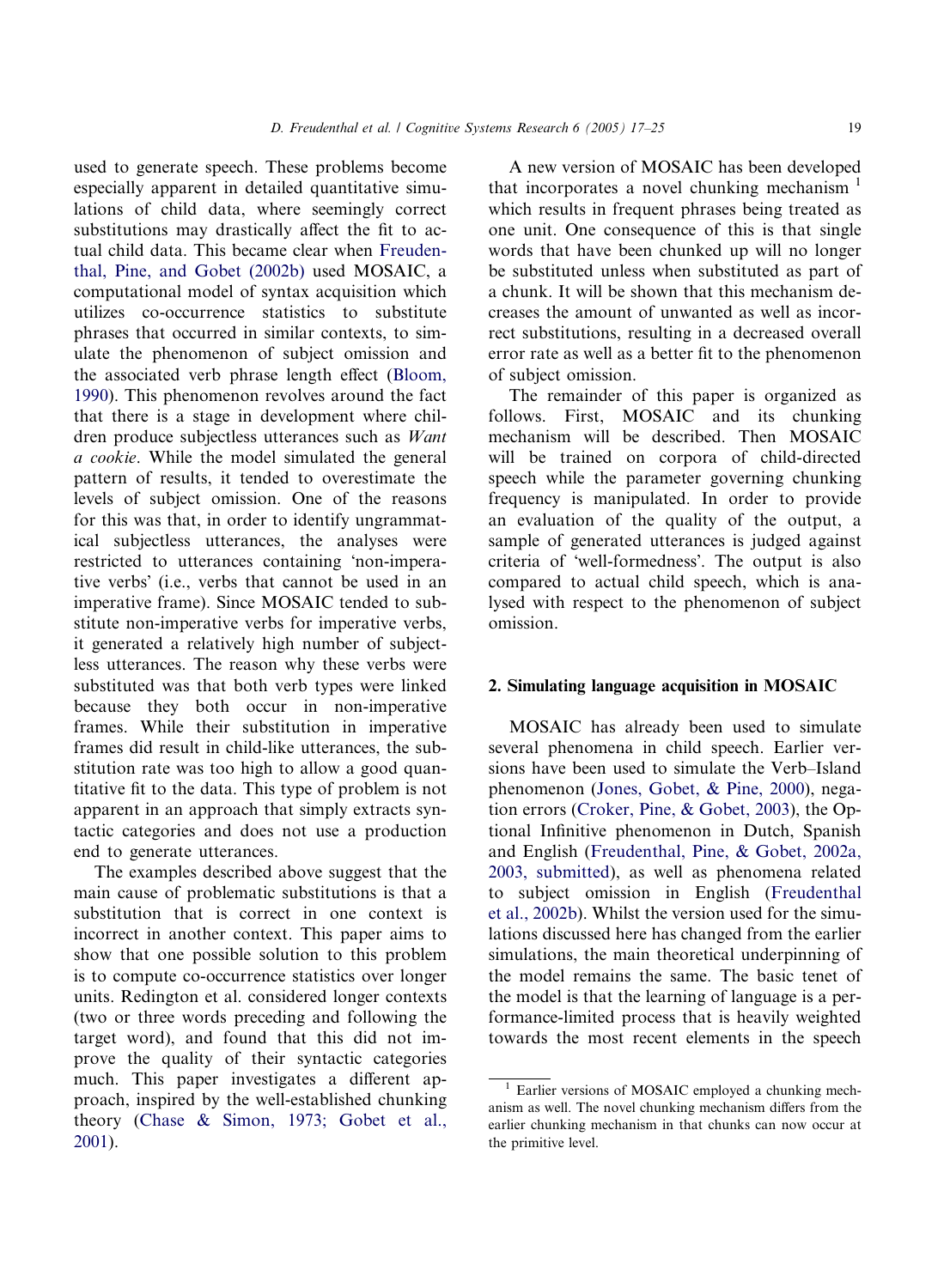used to generate speech. These problems become especially apparent in detailed quantitative simulations of child data, where seemingly correct substitutions may drastically affect the fit to actual child data. This became clear when Freudenthal, Pine, and Gobet (2002b) used MOSAIC, a computational model of syntax acquisition which utilizes co-occurrence statistics to substitute phrases that occurred in similar contexts, to simulate the phenomenon of subject omission and the associated verb phrase length effect (Bloom, 1990). This phenomenon revolves around the fact that there is a stage in development where children produce subjectless utterances such as *Want a cookie*. While the model simulated the general pattern of results, it tended to overestimate the levels of subject omission. One of the reasons for this was that, in order to identify ungrammatical subjectless utterances, the analyses were restricted to utterances containing 'non-imperative verbs' (i.e., verbs that cannot be used in an imperative frame). Since MOSAIC tended to substitute non-imperative verbs for imperative verbs, it generated a relatively high number of subjectless utterances. The reason why these verbs were substituted was that both verb types were linked because they both occur in non-imperative frames. While their substitution in imperative frames did result in child-like utterances, the substitution rate was too high to allow a good quantitative fit to the data. This type of problem is not apparent in an approach that simply extracts syntactic categories and does not use a production end to generate utterances.

The examples described above suggest that the main cause of problematic substitutions is that a substitution that is correct in one context is incorrect in another context. This paper aims to show that one possible solution to this problem is to compute co-occurrence statistics over longer units. Redington et al. considered longer contexts (two or three words preceding and following the target word), and found that this did not improve the quality of their syntactic categories much. This paper investigates a different approach, inspired by the well-established chunking theory (Chase & Simon, 1973; Gobet et al., 2001).

A new version of MOSAIC has been developed that incorporates a novel chunking mechanism [1] which results in frequent phrases being treated as one unit. One consequence of this is that single words that have been chunked up will no longer be substituted unless when substituted as part of a chunk. It will be shown that this mechanism decreases the amount of unwanted as well as incorrect substitutions, resulting in a decreased overall error rate as well as a better fit to the phenomenon of subject omission.

The remainder of this paper is organized as follows. First, MOSAIC and its chunking mechanism will be described. Then MOSAIC will be trained on corpora of child-directed speech while the parameter governing chunking frequency is manipulated. In order to provide an evaluation of the quality of the output, a sample of generated utterances is judged against criteria of 'well-formedness'. The output is also compared to actual child speech, which is analysed with respect to the phenomenon of subject omission.

## 2. Simulating language acquisition in MOSAIC

MOSAIC has already been used to simulate several phenomena in child speech. Earlier versions have been used to simulate the Verb–Island phenomenon (Jones, Gobet, & Pine, 2000), negation errors (Croker, Pine, & Gobet, 2003), the Optional Infinitive phenomenon in Dutch, Spanish and English (Freudenthal, Pine, & Gobet, 2002a, 2003, submitted), as well as phenomena related to subject omission in English (Freudenthal et al., 2002b). Whilst the version used for the simulations discussed here has changed from the earlier simulations, the main theoretical underpinning of the model remains the same. The basic tenet of the model is that the learning of language is a performance-limited process that is heavily weighted towards the most recent elements in the speech

[1] Earlier versions of MOSAIC employed a chunking mechanism as well. The novel chunking mechanism differs from the earlier chunking mechanism in that chunks can now occur at the primitive level.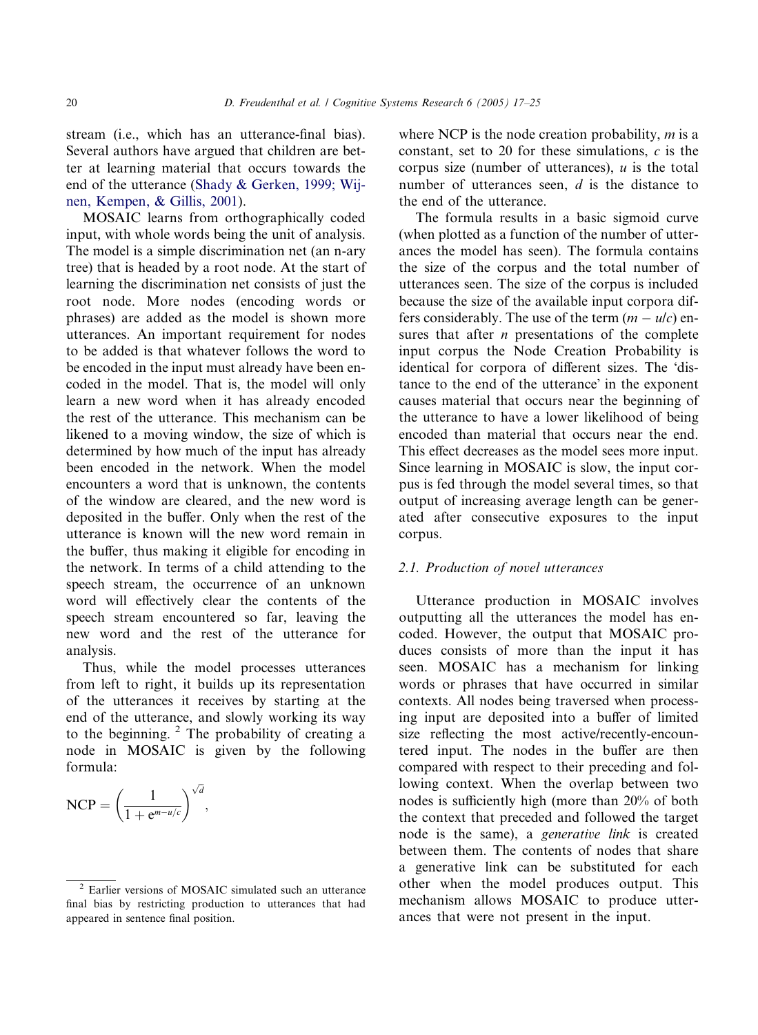stream (i.e., which has an utterance-final bias). Several authors have argued that children are better at learning material that occurs towards the end of the utterance (Shady & Gerken, 1999; Wijnen, Kempen, & Gillis, 2001).

MOSAIC learns from orthographically coded input, with whole words being the unit of analysis. The model is a simple discrimination net (an n-ary tree) that is headed by a root node. At the start of learning the discrimination net consists of just the root node. More nodes (encoding words or phrases) are added as the model is shown more utterances. An important requirement for nodes to be added is that whatever follows the word to be encoded in the input must already have been encoded in the model. That is, the model will only learn a new word when it has already encoded the rest of the utterance. This mechanism can be likened to a moving window, the size of which is determined by how much of the input has already been encoded in the network. When the model encounters a word that is unknown, the contents of the window are cleared, and the new word is deposited in the buffer. Only when the rest of the utterance is known will the new word remain in the buffer, thus making it eligible for encoding in the network. In terms of a child attending to the speech stream, the occurrence of an unknown word will effectively clear the contents of the speech stream encountered so far, leaving the new word and the rest of the utterance for analysis.

Thus, while the model processes utterances from left to right, it builds up its representation of the utterances it receives by starting at the end of the utterance, and slowly working its way to the beginning.[2] The probability of creating a node in MOSAIC is given by the following formula:

$$\mathrm{NCP} = \left(\frac{1}{1 + \mathrm{e}^{m-u/c}}\right)^{\sqrt{d}},$$

where NCP is the node creation probability, $m$ is a constant, set to 20 for these simulations, $c$ is the corpus size (number of utterances), $u$ is the total number of utterances seen, $d$ is the distance to the end of the utterance.

The formula results in a basic sigmoid curve (when plotted as a function of the number of utterances the model has seen). The formula contains the size of the corpus and the total number of utterances seen. The size of the corpus is included because the size of the available input corpora differs considerably. The use of the term $(m - u/c)$ ensures that after $n$ presentations of the complete input corpus the Node Creation Probability is identical for corpora of different sizes. The 'distance to the end of the utterance' in the exponent causes material that occurs near the beginning of the utterance to have a lower likelihood of being encoded than material that occurs near the end. This effect decreases as the model sees more input. Since learning in MOSAIC is slow, the input corpus is fed through the model several times, so that output of increasing average length can be generated after consecutive exposures to the input corpus.

### 2.1. Production of novel utterances

Utterance production in MOSAIC involves outputting all the utterances the model has encoded. However, the output that MOSAIC produces consists of more than the input it has seen. MOSAIC has a mechanism for linking words or phrases that have occurred in similar contexts. All nodes being traversed when processing input are deposited into a buffer of limited size reflecting the most active/recently-encountered input. The nodes in the buffer are then compared with respect to their preceding and following context. When the overlap between two nodes is sufficiently high (more than 20% of both the context that preceded and followed the target node is the same), a *generative link* is created between them. The contents of nodes that share a generative link can be substituted for each other when the model produces output. This mechanism allows MOSAIC to produce utterances that were not present in the input.

[2] Earlier versions of MOSAIC simulated such an utterance final bias by restricting production to utterances that had appeared in sentence final position.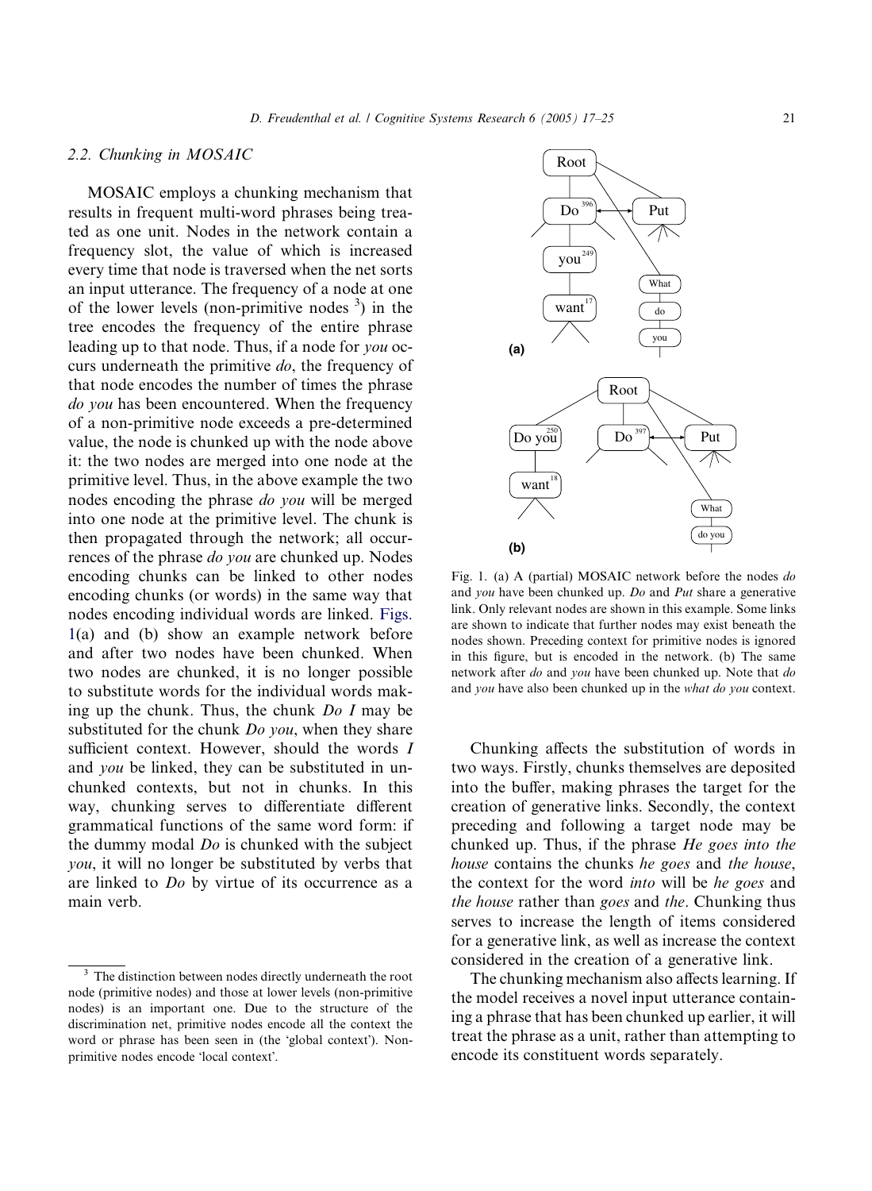### 2.2. Chunking in MOSAIC

MOSAIC employs a chunking mechanism that results in frequent multi-word phrases being treated as one unit. Nodes in the network contain a frequency slot, the value of which is increased every time that node is traversed when the net sorts an input utterance. The frequency of a node at one of the lower levels (non-primitive nodes [3]) in the tree encodes the frequency of the entire phrase leading up to that node. Thus, if a node for *you* occurs underneath the primitive *do*, the frequency of that node encodes the number of times the phrase *do you* has been encountered. When the frequency of a non-primitive node exceeds a pre-determined value, the node is chunked up with the node above it: the two nodes are merged into one node at the primitive level. Thus, in the above example the two nodes encoding the phrase *do you* will be merged into one node at the primitive level. The chunk is then propagated through the network; all occurrences of the phrase *do you* are chunked up. Nodes encoding chunks can be linked to other nodes encoding chunks (or words) in the same way that nodes encoding individual words are linked. Figs. 1(a) and (b) show an example network before and after two nodes have been chunked. When two nodes are chunked, it is no longer possible to substitute words for the individual words making up the chunk. Thus, the chunk *Do I* may be substituted for the chunk *Do you*, when they share sufficient context. However, should the words *I* and *you* be linked, they can be substituted in unchunked contexts, but not in chunks. In this way, chunking serves to differentiate different grammatical functions of the same word form: if the dummy modal *Do* is chunked with the subject *you*, it will no longer be substituted by verbs that are linked to *Do* by virtue of its occurrence as a main verb.

Root
Do 396
Put
you 249
want 17
What
do
you
(a)

Root
Do you 250
Do 397
Put
want 18
What
do you
(b)

Fig. 1. (a) A (partial) MOSAIC network before the nodes *do* and *you* have been chunked up. *Do* and *Put* share a generative link. Only relevant nodes are shown in this example. Some links are shown to indicate that further nodes may exist beneath the nodes shown. Preceding context for primitive nodes is ignored in this figure, but is encoded in the network. (b) The same network after *do* and *you* have been chunked up. Note that *do* and *you* have also been chunked up in the *what do you* context.

Chunking affects the substitution of words in two ways. Firstly, chunks themselves are deposited into the buffer, making phrases the target for the creation of generative links. Secondly, the context preceding and following a target node may be chunked up. Thus, if the phrase *He goes into the house* contains the chunks *he goes* and *the house*, the context for the word *into* will be *he goes* and *the house* rather than *goes* and *the*. Chunking thus serves to increase the length of items considered for a generative link, as well as increase the context considered in the creation of a generative link.

The chunking mechanism also affects learning. If the model receives a novel input utterance containing a phrase that has been chunked up earlier, it will treat the phrase as a unit, rather than attempting to encode its constituent words separately.

[3] The distinction between nodes directly underneath the root node (primitive nodes) and those at lower levels (non-primitive nodes) is an important one. Due to the structure of the discrimination net, primitive nodes encode all the context the word or phrase has been seen in (the 'global context'). Non-primitive nodes encode 'local context'.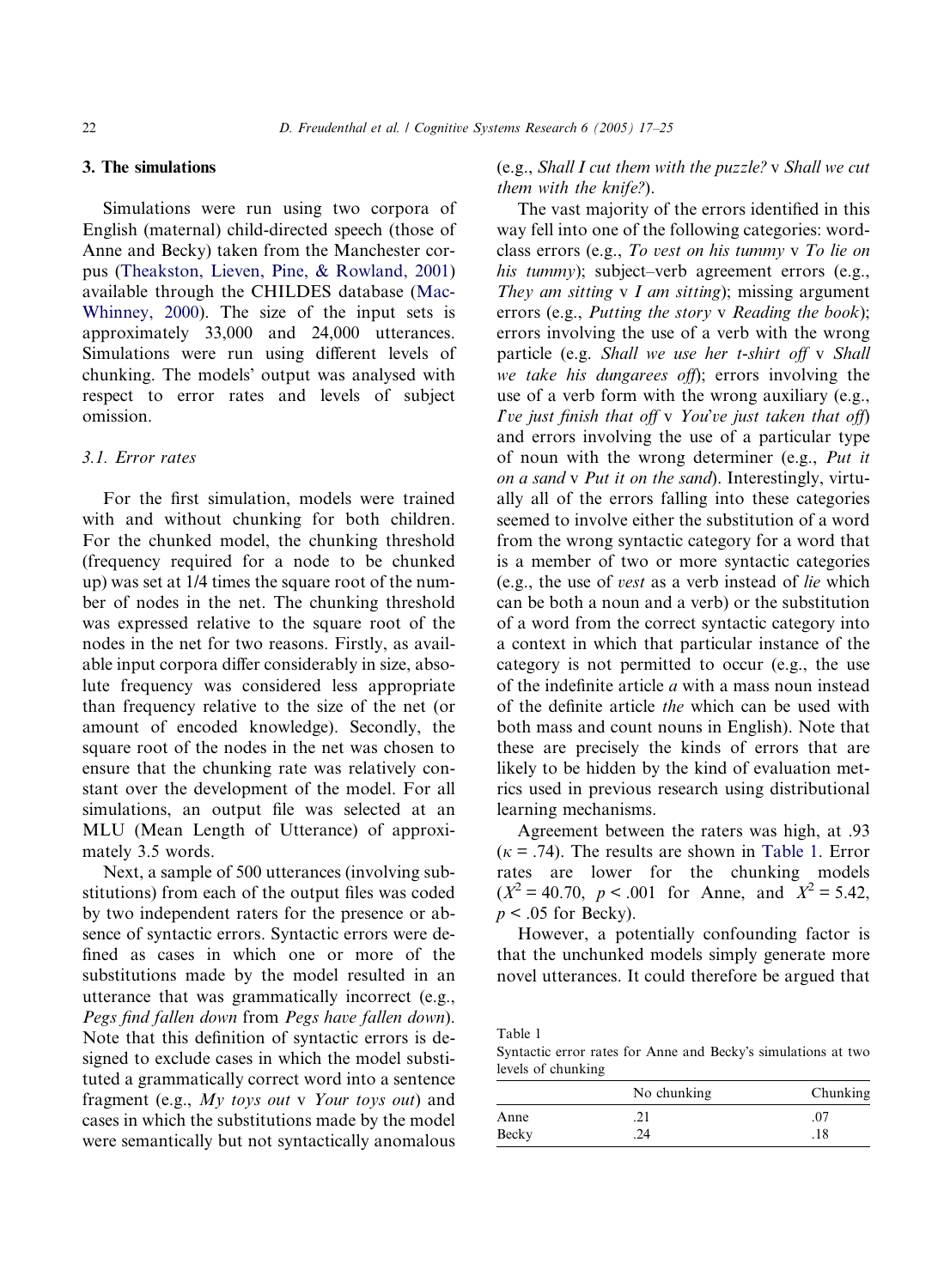## 3. The simulations

Simulations were run using two corpora of English (maternal) child-directed speech (those of Anne and Becky) taken from the Manchester corpus (Theakston, Lieven, Pine, & Rowland, 2001) available through the CHILDES database (MacWhinney, 2000). The size of the input sets is approximately 33,000 and 24,000 utterances. Simulations were run using different levels of chunking. The models' output was analysed with respect to error rates and levels of subject omission.

### 3.1. Error rates

For the first simulation, models were trained with and without chunking for both children. For the chunked model, the chunking threshold (frequency required for a node to be chunked up) was set at 1/4 times the square root of the number of nodes in the net. The chunking threshold was expressed relative to the square root of the nodes in the net for two reasons. Firstly, as available input corpora differ considerably in size, absolute frequency was considered less appropriate than frequency relative to the size of the net (or amount of encoded knowledge). Secondly, the square root of the nodes in the net was chosen to ensure that the chunking rate was relatively constant over the development of the model. For all simulations, an output file was selected at an MLU (Mean Length of Utterance) of approximately 3.5 words.

Next, a sample of 500 utterances (involving substitutions) from each of the output files was coded by two independent raters for the presence or absence of syntactic errors. Syntactic errors were defined as cases in which one or more of the substitutions made by the model resulted in an utterance that was grammatically incorrect (e.g., *Pegs find fallen down* from *Pegs have fallen down*). Note that this definition of syntactic errors is designed to exclude cases in which the model substituted a grammatically correct word into a sentence fragment (e.g., *My toys out* v *Your toys out*) and cases in which the substitutions made by the model were semantically but not syntactically anomalous (e.g., *Shall I cut them with the puzzle?* v *Shall we cut them with the knife?*).

The vast majority of the errors identified in this way fell into one of the following categories: word-class errors (e.g., *To vest on his tummy* v *To lie on his tummy*); subject–verb agreement errors (e.g., *They am sitting* v *I am sitting*); missing argument errors (e.g., *Putting the story* v *Reading the book*); errors involving the use of a verb with the wrong particle (e.g. *Shall we use her t-shirt off* v *Shall we take his dungarees off*); errors involving the use of a verb form with the wrong auxiliary (e.g., *I've just finish that off* v *You've just taken that off*) and errors involving the use of a particular type of noun with the wrong determiner (e.g., *Put it on a sand* v *Put it on the sand*). Interestingly, virtually all of the errors falling into these categories seemed to involve either the substitution of a word from the wrong syntactic category for a word that is a member of two or more syntactic categories (e.g., the use of *vest* as a verb instead of *lie* which can be both a noun and a verb) or the substitution of a word from the correct syntactic category into a context in which that particular instance of the category is not permitted to occur (e.g., the use of the indefinite article *a* with a mass noun instead of the definite article *the* which can be used with both mass and count nouns in English). Note that these are precisely the kinds of errors that are likely to be hidden by the kind of evaluation metrics used in previous research using distributional learning mechanisms.

Agreement between the raters was high, at .93 ($\kappa = .74$). The results are shown in Table 1. Error rates are lower for the chunking models ($X^2 = 40.70$, $p < .001$ for Anne, and $X^2 = 5.42$, $p < .05$ for Becky).

However, a potentially confounding factor is that the unchunked models simply generate more novel utterances. It could therefore be argued that

Table 1
Syntactic error rates for Anne and Becky's simulations at two levels of chunking

| | No chunking | Chunking |
|---|---|---|
| Anne | .21 | .07 |
| Becky | .24 | .18 |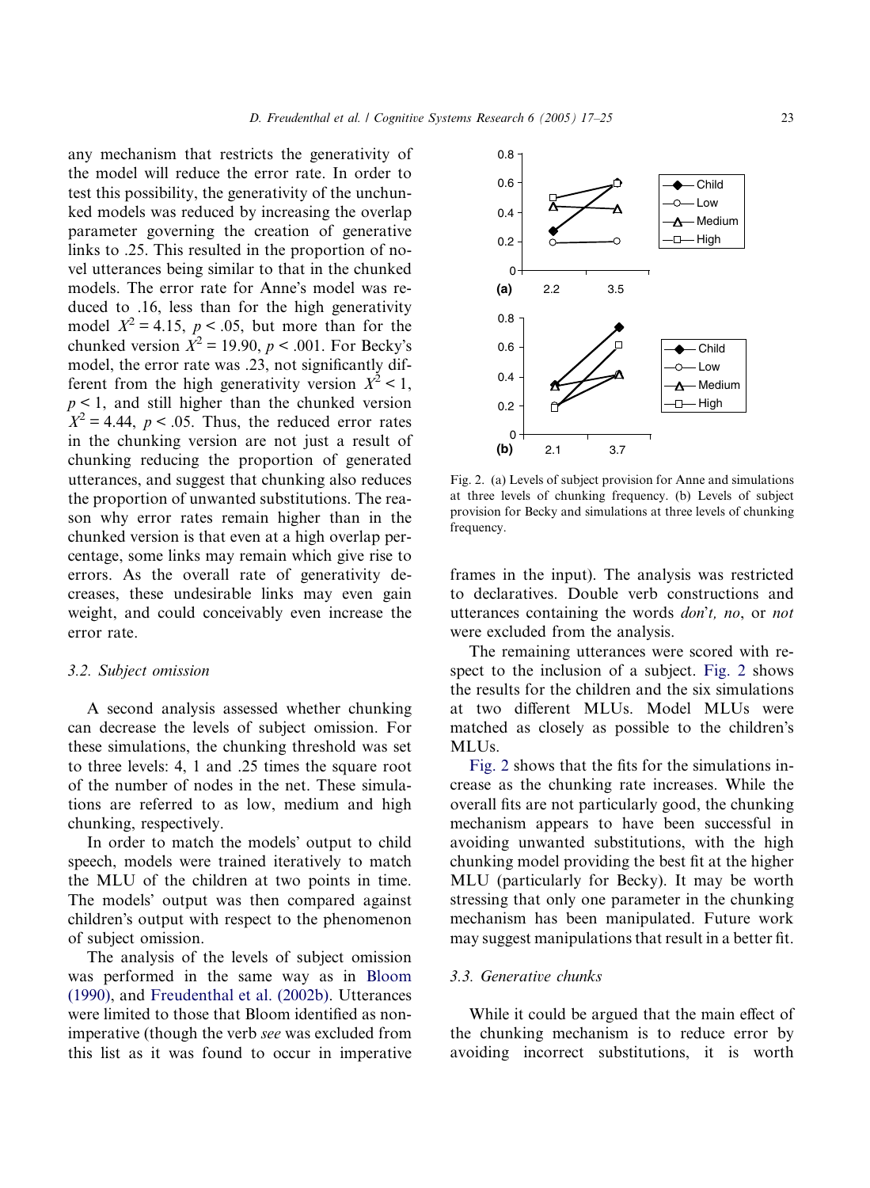any mechanism that restricts the generativity of the model will reduce the error rate. In order to test this possibility, the generativity of the unchunked models was reduced by increasing the overlap parameter governing the creation of generative links to .25. This resulted in the proportion of novel utterances being similar to that in the chunked models. The error rate for Anne's model was reduced to .16, less than for the high generativity model $X^2 = 4.15$, $p < .05$, but more than for the chunked version $X^2 = 19.90$, $p < .001$. For Becky's model, the error rate was .23, not significantly different from the high generativity version $X^2 < 1$, $p < 1$, and still higher than the chunked version $X^2 = 4.44$, $p < .05$. Thus, the reduced error rates in the chunking version are not just a result of chunking reducing the proportion of generated utterances, and suggest that chunking also reduces the proportion of unwanted substitutions. The reason why error rates remain higher than in the chunked version is that even at a high overlap percentage, some links may remain which give rise to errors. As the overall rate of generativity decreases, these undesirable links may even gain weight, and could conceivably even increase the error rate.

### 3.2. Subject omission

A second analysis assessed whether chunking can decrease the levels of subject omission. For these simulations, the chunking threshold was set to three levels: 4, 1 and .25 times the square root of the number of nodes in the net. These simulations are referred to as low, medium and high chunking, respectively.

In order to match the models' output to child speech, models were trained iteratively to match the MLU of the children at two points in time. The models' output was then compared against children's output with respect to the phenomenon of subject omission.

The analysis of the levels of subject omission was performed in the same way as in Bloom (1990), and Freudenthal et al. (2002b). Utterances were limited to those that Bloom identified as non-imperative (though the verb *see* was excluded from this list as it was found to occur in imperative frames in the input). The analysis was restricted to declaratives. Double verb constructions and utterances containing the words *don't, no*, or *not* were excluded from the analysis.

The remaining utterances were scored with respect to the inclusion of a subject. Fig. 2 shows the results for the children and the six simulations at two different MLUs. Model MLUs were matched as closely as possible to the children's MLUs.

Fig. 2. (a) Levels of subject provision for Anne and simulations at three levels of chunking frequency. (b) Levels of subject provision for Becky and simulations at three levels of chunking frequency.

Fig. 2 shows that the fits for the simulations increase as the chunking rate increases. While the overall fits are not particularly good, the chunking mechanism appears to have been successful in avoiding unwanted substitutions, with the high chunking model providing the best fit at the higher MLU (particularly for Becky). It may be worth stressing that only one parameter in the chunking mechanism has been manipulated. Future work may suggest manipulations that result in a better fit.

### 3.3. Generative chunks

While it could be argued that the main effect of the chunking mechanism is to reduce error by avoiding incorrect substitutions, it is worth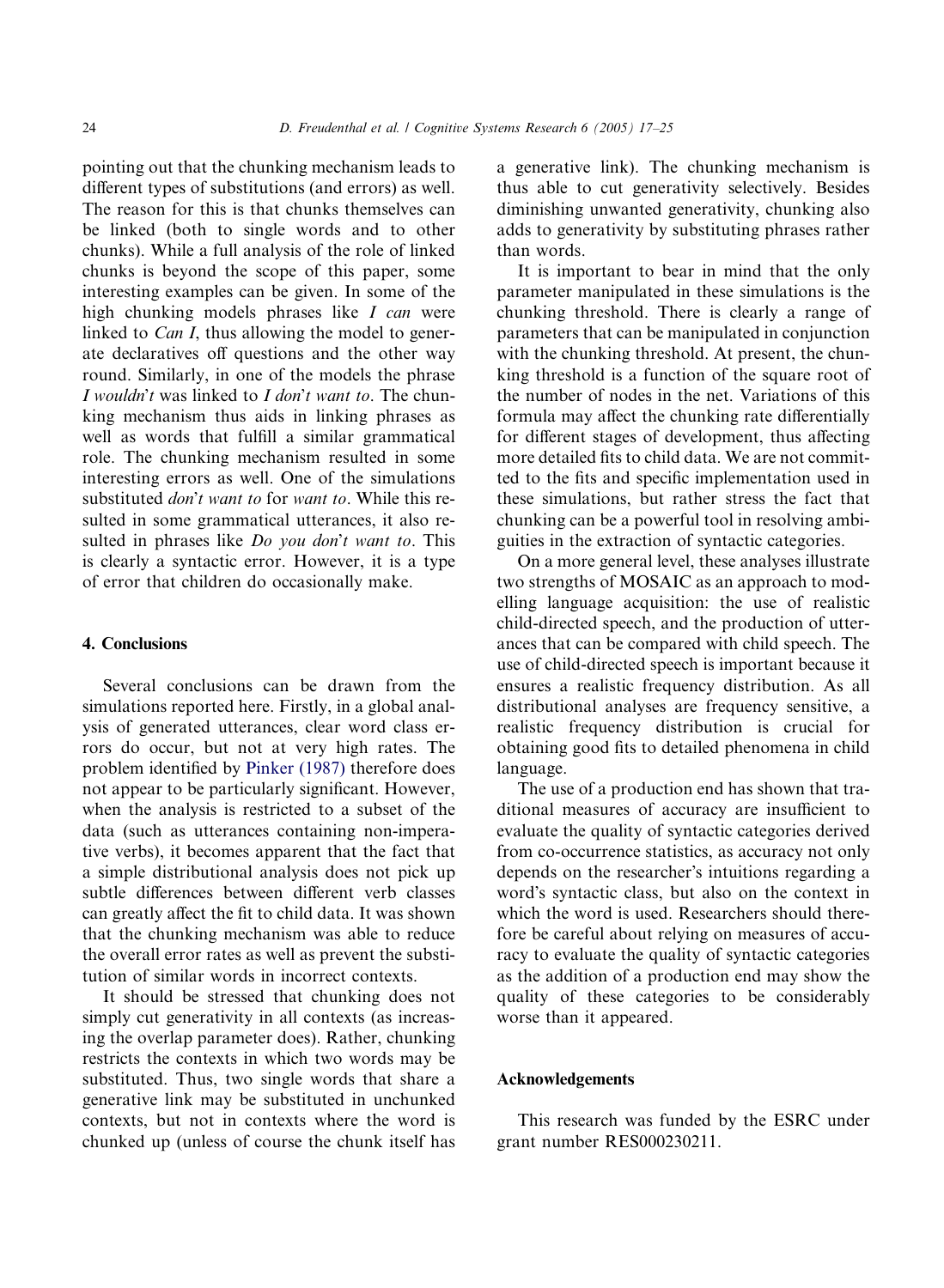pointing out that the chunking mechanism leads to different types of substitutions (and errors) as well. The reason for this is that chunks themselves can be linked (both to single words and to other chunks). While a full analysis of the role of linked chunks is beyond the scope of this paper, some interesting examples can be given. In some of the high chunking models phrases like *I can* were linked to *Can I*, thus allowing the model to generate declaratives off questions and the other way round. Similarly, in one of the models the phrase *I wouldn't* was linked to *I don't want to*. The chunking mechanism thus aids in linking phrases as well as words that fulfill a similar grammatical role. The chunking mechanism resulted in some interesting errors as well. One of the simulations substituted *don't want to* for *want to*. While this resulted in some grammatical utterances, it also resulted in phrases like *Do you don't want to*. This is clearly a syntactic error. However, it is a type of error that children do occasionally make.

## 4. Conclusions

Several conclusions can be drawn from the simulations reported here. Firstly, in a global analysis of generated utterances, clear word class errors do occur, but not at very high rates. The problem identified by Pinker (1987) therefore does not appear to be particularly significant. However, when the analysis is restricted to a subset of the data (such as utterances containing non-imperative verbs), it becomes apparent that the fact that a simple distributional analysis does not pick up subtle differences between different verb classes can greatly affect the fit to child data. It was shown that the chunking mechanism was able to reduce the overall error rates as well as prevent the substitution of similar words in incorrect contexts.

It should be stressed that chunking does not simply cut generativity in all contexts (as increasing the overlap parameter does). Rather, chunking restricts the contexts in which two words may be substituted. Thus, two single words that share a generative link may be substituted in unchunked contexts, but not in contexts where the word is chunked up (unless of course the chunk itself has a generative link). The chunking mechanism is thus able to cut generativity selectively. Besides diminishing unwanted generativity, chunking also adds to generativity by substituting phrases rather than words.

It is important to bear in mind that the only parameter manipulated in these simulations is the chunking threshold. There is clearly a range of parameters that can be manipulated in conjunction with the chunking threshold. At present, the chunking threshold is a function of the square root of the number of nodes in the net. Variations of this formula may affect the chunking rate differentially for different stages of development, thus affecting more detailed fits to child data. We are not committed to the fits and specific implementation used in these simulations, but rather stress the fact that chunking can be a powerful tool in resolving ambiguities in the extraction of syntactic categories.

On a more general level, these analyses illustrate two strengths of MOSAIC as an approach to modelling language acquisition: the use of realistic child-directed speech, and the production of utterances that can be compared with child speech. The use of child-directed speech is important because it ensures a realistic frequency distribution. As all distributional analyses are frequency sensitive, a realistic frequency distribution is crucial for obtaining good fits to detailed phenomena in child language.

The use of a production end has shown that traditional measures of accuracy are insufficient to evaluate the quality of syntactic categories derived from co-occurrence statistics, as accuracy not only depends on the researcher's intuitions regarding a word's syntactic class, but also on the context in which the word is used. Researchers should therefore be careful about relying on measures of accuracy to evaluate the quality of syntactic categories as the addition of a production end may show the quality of these categories to be considerably worse than it appeared.

## Acknowledgements

This research was funded by the ESRC under grant number RES000230211.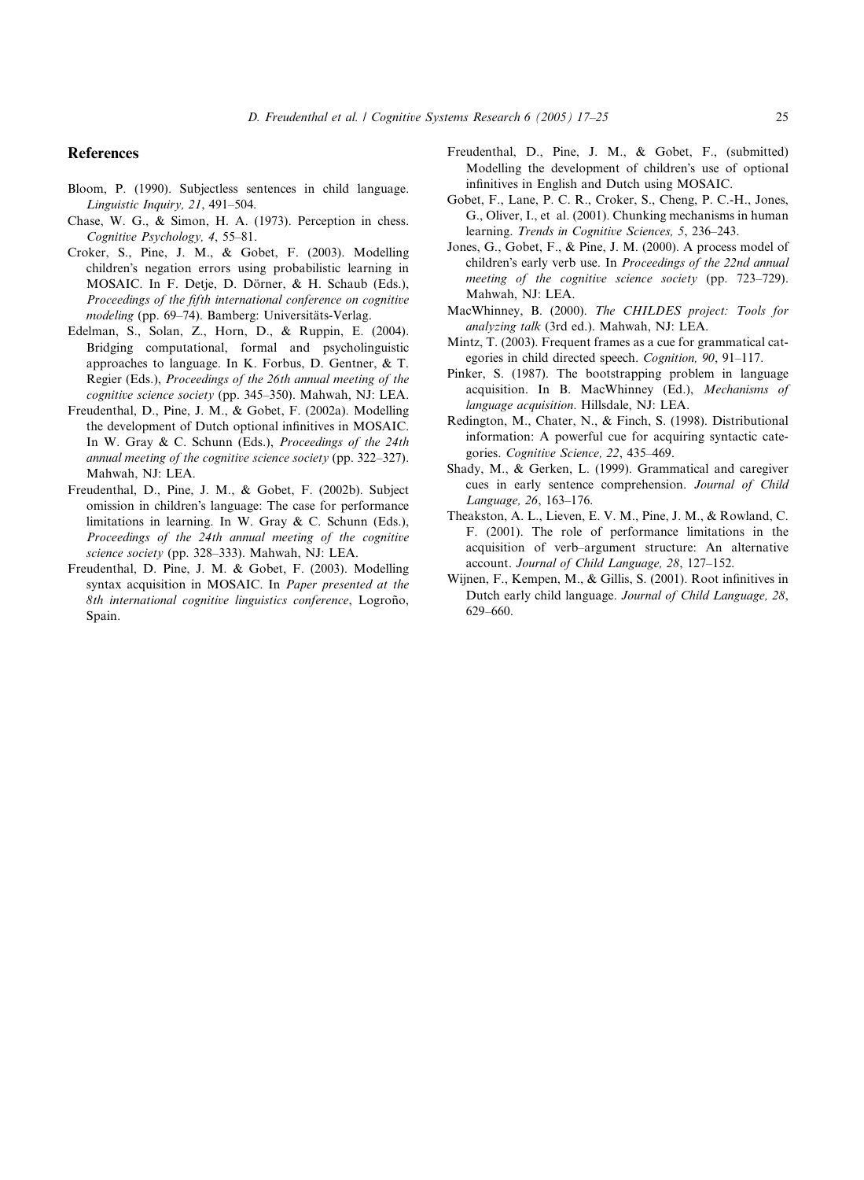## References

Bloom, P. (1990). Subjectless sentences in child language. *Linguistic Inquiry, 21*, 491–504.

Chase, W. G., & Simon, H. A. (1973). Perception in chess. *Cognitive Psychology, 4*, 55–81.

Croker, S., Pine, J. M., & Gobet, F. (2003). Modelling children's negation errors using probabilistic learning in MOSAIC. In F. Detje, D. Dörner, & H. Schaub (Eds.), *Proceedings of the fifth international conference on cognitive modeling* (pp. 69–74). Bamberg: Universitäts-Verlag.

Edelman, S., Solan, Z., Horn, D., & Ruppin, E. (2004). Bridging computational, formal and psycholinguistic approaches to language. In K. Forbus, D. Gentner, & T. Regier (Eds.), *Proceedings of the 26th annual meeting of the cognitive science society* (pp. 345–350). Mahwah, NJ: LEA.

Freudenthal, D., Pine, J. M., & Gobet, F. (2002a). Modelling the development of Dutch optional infinitives in MOSAIC. In W. Gray & C. Schunn (Eds.), *Proceedings of the 24th annual meeting of the cognitive science society* (pp. 322–327). Mahwah, NJ: LEA.

Freudenthal, D., Pine, J. M., & Gobet, F. (2002b). Subject omission in children's language: The case for performance limitations in learning. In W. Gray & C. Schunn (Eds.), *Proceedings of the 24th annual meeting of the cognitive science society* (pp. 328–333). Mahwah, NJ: LEA.

Freudenthal, D. Pine, J. M. & Gobet, F. (2003). Modelling syntax acquisition in MOSAIC. In *Paper presented at the 8th international cognitive linguistics conference*, Logroño, Spain.

Freudenthal, D., Pine, J. M., & Gobet, F., (submitted) Modelling the development of children's use of optional infinitives in English and Dutch using MOSAIC.

Gobet, F., Lane, P. C. R., Croker, S., Cheng, P. C.-H., Jones, G., Oliver, I., et al. (2001). Chunking mechanisms in human learning. *Trends in Cognitive Sciences, 5*, 236–243.

Jones, G., Gobet, F., & Pine, J. M. (2000). A process model of children's early verb use. In *Proceedings of the 22nd annual meeting of the cognitive science society* (pp. 723–729). Mahwah, NJ: LEA.

MacWhinney, B. (2000). *The CHILDES project: Tools for analyzing talk* (3rd ed.). Mahwah, NJ: LEA.

Mintz, T. (2003). Frequent frames as a cue for grammatical categories in child directed speech. *Cognition, 90*, 91–117.

Pinker, S. (1987). The bootstrapping problem in language acquisition. In B. MacWhinney (Ed.), *Mechanisms of language acquisition*. Hillsdale, NJ: LEA.

Redington, M., Chater, N., & Finch, S. (1998). Distributional information: A powerful cue for acquiring syntactic categories. *Cognitive Science, 22*, 435–469.

Shady, M., & Gerken, L. (1999). Grammatical and caregiver cues in early sentence comprehension. *Journal of Child Language, 26*, 163–176.

Theakston, A. L., Lieven, E. V. M., Pine, J. M., & Rowland, C. F. (2001). The role of performance limitations in the acquisition of verb–argument structure: An alternative account. *Journal of Child Language, 28*, 127–152.

Wijnen, F., Kempen, M., & Gillis, S. (2001). Root infinitives in Dutch early child language. *Journal of Child Language, 28*, 629–660.